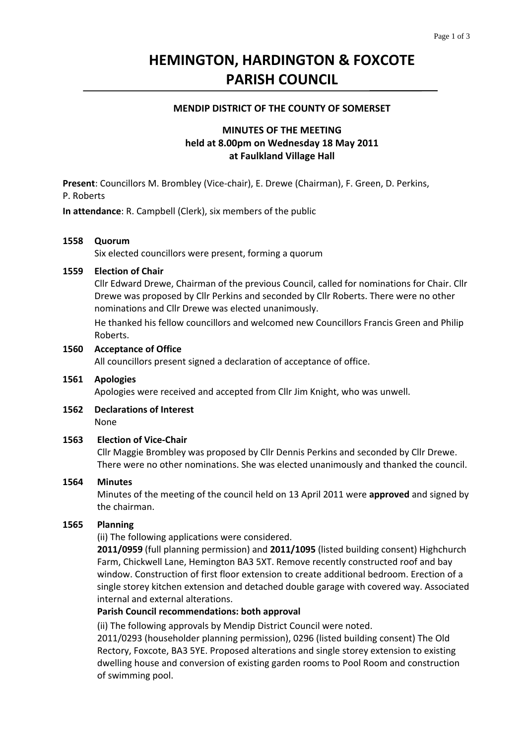# HEMINGTON, HARDINGTON & FOXCOTE PARISH COUNCIL

### MENDIP DISTRICT OF THE COUNTY OF SOMERSET

### MINUTES OF THE MEETING held at 8.00pm on Wednesday 18 May 2011 at Faulkland Village Hall

**Present**: Councillors M. Brombley (Vice-chair), E. Drewe (Chairman), F. Green, D. Perkins, P. Roberts

**In attendance**: R. Campbell (Clerk), six members of the public

**1558 Quorum**

Six elected councillors were present, forming a quorum

**1559 Election of Chair**

Cllr Edward Drewe, Chairman of the previous Council, called for nominations for Chair. Cllr Drewe was proposed by Cllr Perkins and seconded by Cllr Roberts. There were no other nominations and Cllr Drewe was elected unanimously.

He thanked his fellow councillors and welcomed new Councillors Francis Green and Philip Roberts.

**1560 Acceptance of Office**

All councillors present signed a declaration of acceptance of office.

**1561 Apologies**

Apologies were received and accepted from Cllr Jim Knight, who was unwell.

**1562 Declarations of Interest**

None

**1563 Election of Vice-Chair**

Cllr Maggie Brombley was proposed by Cllr Dennis Perkins and seconded by Cllr Drewe. There were no other nominations. She was elected unanimously and thanked the council.

**1564 Minutes**

Minutes of the meeting of the council held on 13 April 2011 were **approved** and signed by the chairman.

**1565 Planning**

(ii) The following applications were considered.

**2011/0959** (full planning permission) and **2011/1095** (listed building consent) Highchurch Farm, Chickwell Lane, Hemington BA3 5XT. Remove recently constructed roof and bay window. Construction of first floor extension to create additional bedroom. Erection of a single storey kitchen extension and detached double garage with covered way. Associated internal and external alterations.

**Parish Council recommendations: both approval**

(ii) The following approvals by Mendip District Council were noted.

2011/0293 (householder planning permission), 0296 (listed building consent) The Old Rectory, Foxcote, BA3 5YE. Proposed alterations and single storey extension to existing dwelling house and conversion of existing garden rooms to Pool Room and construction of swimming pool.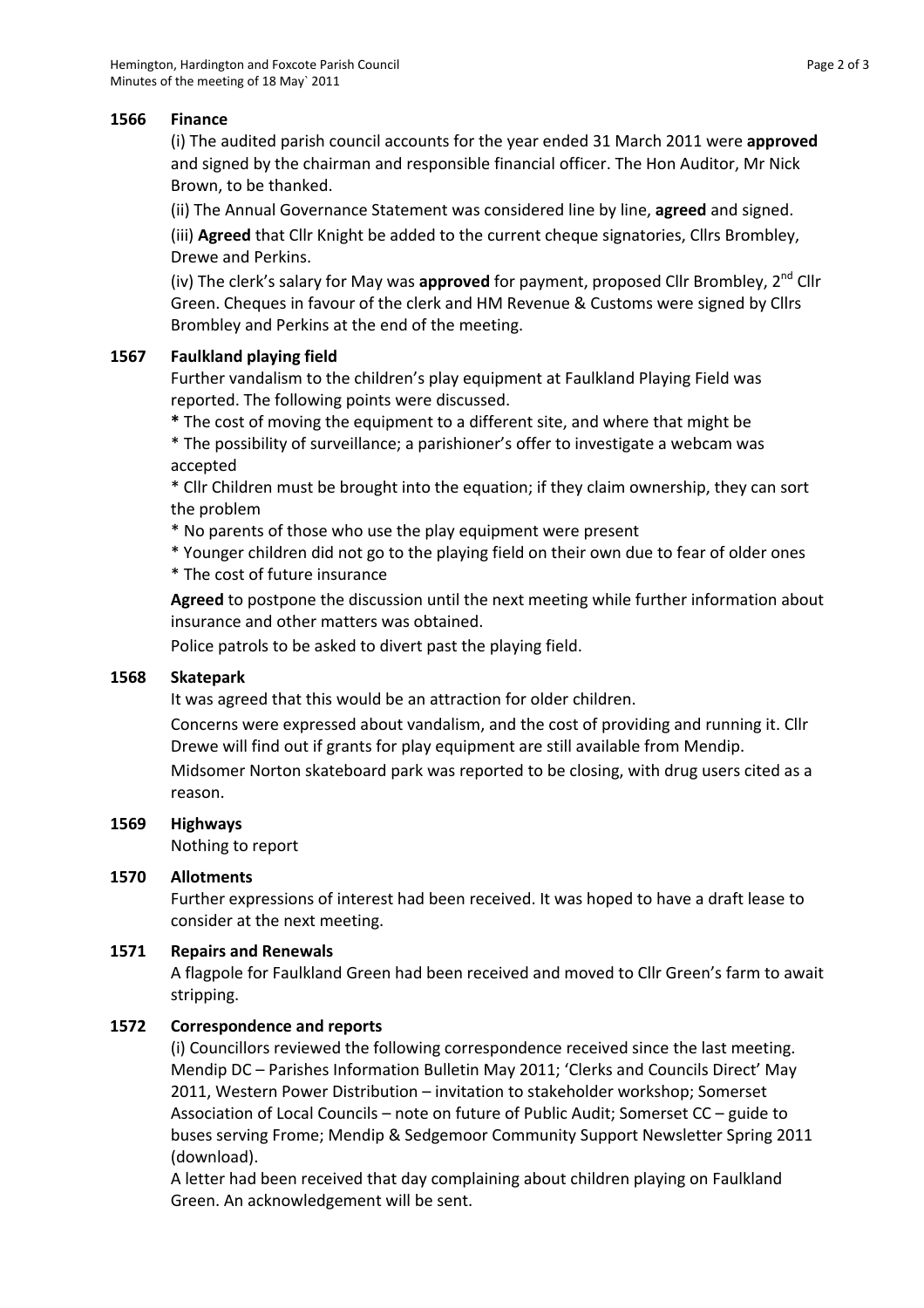## 1566 Finance

(i) The audited parish council accounts for the year ended 31 March 2011 were **approved** and signed by the chairman and responsible financial officer. The Hon Auditor, Mr Nick Brown, to be thanked.

(ii) The Annual Governance Statement was considered line by line, **agreed** and signed.

(iii) **Agreed** that Cllr Knight be added to the current cheque signatories, Cllrs Brombley, Drewe and Perkins.

(iv) The clerk's salary for May was **approved** for payment, proposed Cllr Brombley, 2nd Cllr Green. Cheques in favour of the clerk and HM Revenue & Customs were signed by Cllrs Brombley and Perkins at the end of the meeting.

## 1567 Faulkland playing field

Further vandalism to the children's play equipment at Faulkland Playing Field was reported. The following points were discussed.

* The cost of moving the equipment to a different site, and where that might be
* The possibility of surveillance; a parishioner's offer to investigate a webcam was accepted
* Cllr Children must be brought into the equation; if they claim ownership, they can sort the problem
* No parents of those who use the play equipment were present
* Younger children did not go to the playing field on their own due to fear of older ones
* The cost of future insurance

**Agreed** to postpone the discussion until the next meeting while further information about insurance and other matters was obtained.

Police patrols to be asked to divert past the playing field.

## 1568 Skatepark

It was agreed that this would be an attraction for older children.

Concerns were expressed about vandalism, and the cost of providing and running it. Cllr Drewe will find out if grants for play equipment are still available from Mendip.

Midsomer Norton skateboard park was reported to be closing, with drug users cited as a reason.

## 1569 Highways

Nothing to report

## 1570 Allotments

Further expressions of interest had been received. It was hoped to have a draft lease to consider at the next meeting.

## 1571 Repairs and Renewals

A flagpole for Faulkland Green had been received and moved to Cllr Green's farm to await stripping.

## 1572 Correspondence and reports

(i) Councillors reviewed the following correspondence received since the last meeting. Mendip DC – Parishes Information Bulletin May 2011; 'Clerks and Councils Direct' May 2011, Western Power Distribution – invitation to stakeholder workshop; Somerset Association of Local Councils – note on future of Public Audit; Somerset CC – guide to buses serving Frome; Mendip & Sedgemoor Community Support Newsletter Spring 2011 (download).

A letter had been received that day complaining about children playing on Faulkland Green. An acknowledgement will be sent.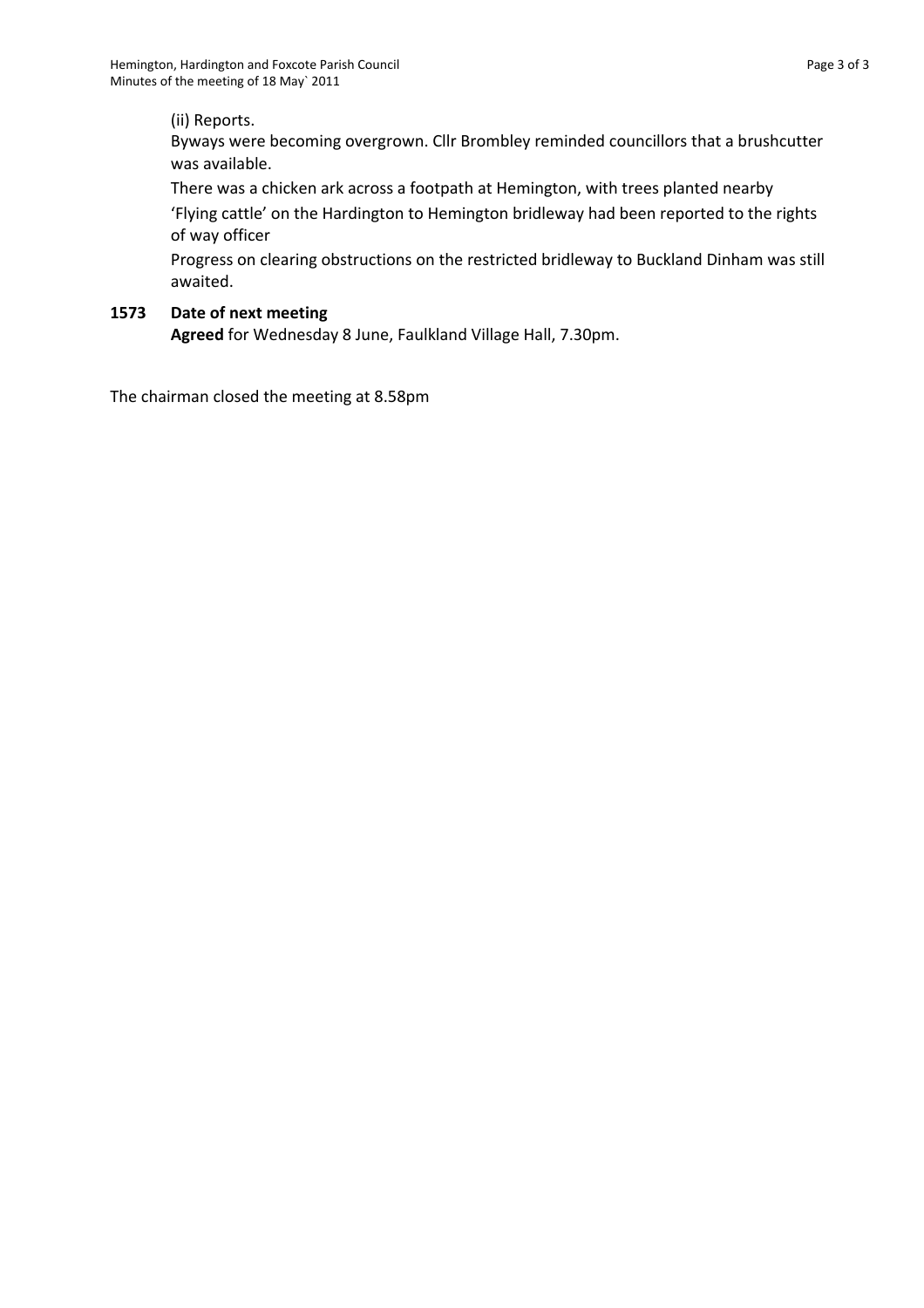(ii) Reports.

Byways were becoming overgrown. Cllr Brombley reminded councillors that a brushcutter was available.

There was a chicken ark across a footpath at Hemington, with trees planted nearby

'Flying cattle' on the Hardington to Hemington bridleway had been reported to the rights of way officer

Progress on clearing obstructions on the restricted bridleway to Buckland Dinham was still awaited.

**1573 Date of next meeting**

**Agreed** for Wednesday 8 June, Faulkland Village Hall, 7.30pm.

The chairman closed the meeting at 8.58pm